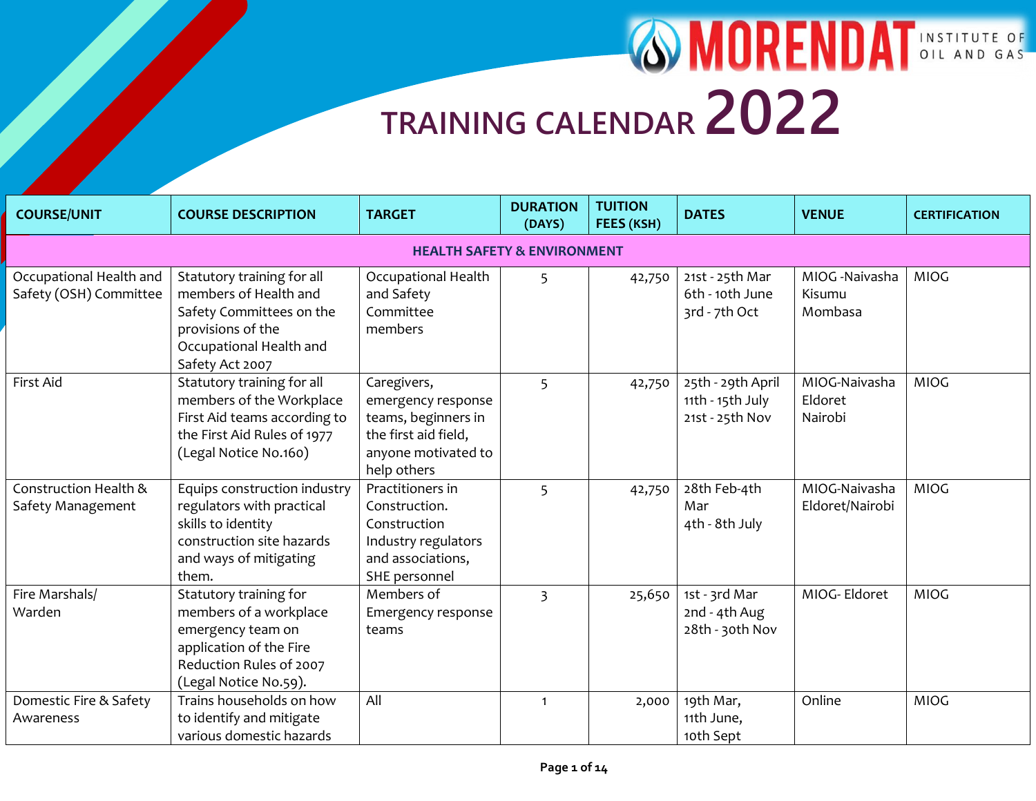# MORENDAT INSTITUTE OF OIL AND GAS

# TRAINING CALENDAR 2022

| COURSE/UNIT | COURSE DESCRIPTION | TARGET | DURATION (DAYS) | TUITION FEES (KSH) | DATES | VENUE | CERTIFICATION |
|---|---|---|---|---|---|---|---|
| **HEALTH SAFETY & ENVIRONMENT** | | | | | | | |
| Occupational Health and Safety (OSH) Committee | Statutory training for all members of Health and Safety Committees on the provisions of the Occupational Health and Safety Act 2007 | Occupational Health and Safety Committee members | 5 | 42,750 | 21st - 25th Mar<br>6th - 10th June<br>3rd - 7th Oct | MIOG -Naivasha<br>Kisumu<br>Mombasa | MIOG |
| First Aid | Statutory training for all members of the Workplace First Aid teams according to the First Aid Rules of 1977 (Legal Notice No.160) | Caregivers, emergency response teams, beginners in the first aid field, anyone motivated to help others | 5 | 42,750 | 25th - 29th April<br>11th - 15th July<br>21st - 25th Nov | MIOG-Naivasha<br>Eldoret<br>Nairobi | MIOG |
| Construction Health & Safety Management | Equips construction industry regulators with practical skills to identity construction site hazards and ways of mitigating them. | Practitioners in Construction. Construction Industry regulators and associations, SHE personnel | 5 | 42,750 | 28th Feb-4th Mar<br>4th - 8th July | MIOG-Naivasha<br>Eldoret/Nairobi | MIOG |
| Fire Marshals/ Warden | Statutory training for members of a workplace emergency team on application of the Fire Reduction Rules of 2007 (Legal Notice No.59). | Members of Emergency response teams | 3 | 25,650 | 1st - 3rd Mar<br>2nd - 4th Aug<br>28th - 30th Nov | MIOG- Eldoret | MIOG |
| Domestic Fire & Safety Awareness | Trains households on how to identify and mitigate various domestic hazards | All | 1 | 2,000 | 19th Mar,<br>11th June,<br>10th Sept | Online | MIOG |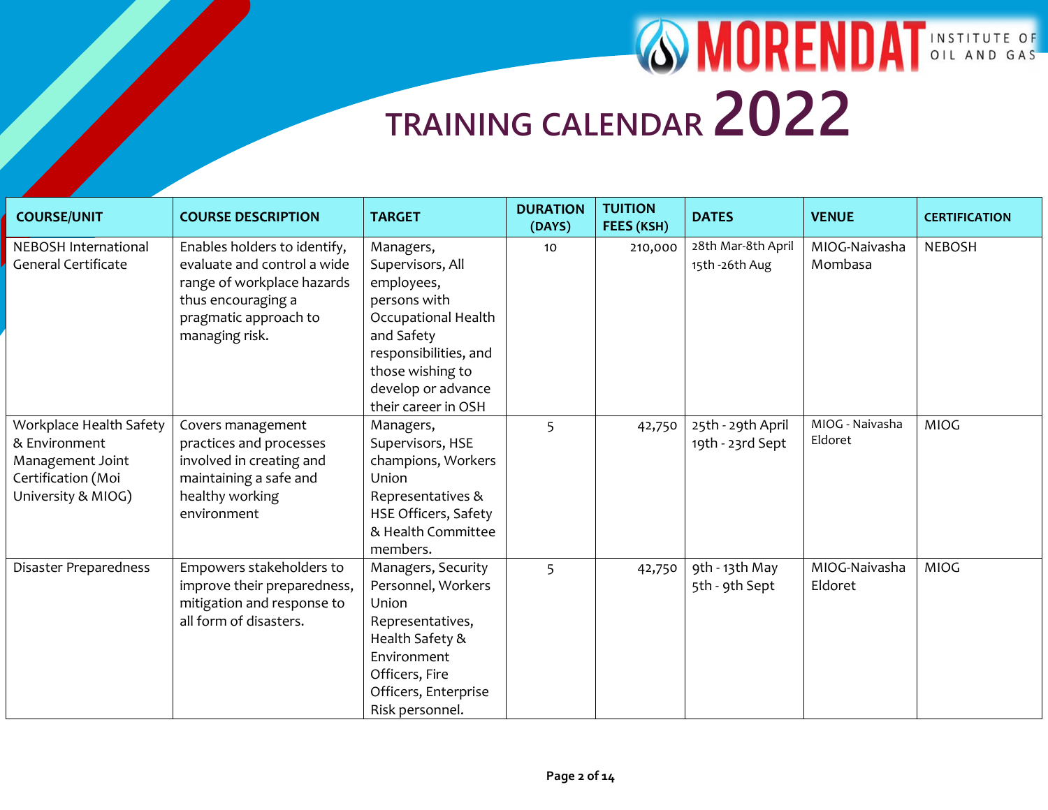# MORENDAT INSTITUTE OF OIL AND GAS

## TRAINING CALENDAR 2022

| COURSE/UNIT | COURSE DESCRIPTION | TARGET | DURATION (DAYS) | TUITION FEES (KSH) | DATES | VENUE | CERTIFICATION |
|---|---|---|---|---|---|---|---|
| NEBOSH International General Certificate | Enables holders to identify, evaluate and control a wide range of workplace hazards thus encouraging a pragmatic approach to managing risk. | Managers, Supervisors, All employees, persons with Occupational Health and Safety responsibilities, and those wishing to develop or advance their career in OSH | 10 | 210,000 | 28th Mar-8th April<br>15th -26th Aug | MIOG-Naivasha<br>Mombasa | NEBOSH |
| Workplace Health Safety & Environment Management Joint Certification (Moi University & MIOG) | Covers management practices and processes involved in creating and maintaining a safe and healthy working environment | Managers, Supervisors, HSE champions, Workers Union Representatives & HSE Officers, Safety & Health Committee members. | 5 | 42,750 | 25th - 29th April<br>19th - 23rd Sept | MIOG - Naivasha<br>Eldoret | MIOG |
| Disaster Preparedness | Empowers stakeholders to improve their preparedness, mitigation and response to all form of disasters. | Managers, Security Personnel, Workers Union Representatives, Health Safety & Environment Officers, Fire Officers, Enterprise Risk personnel. | 5 | 42,750 | 9th - 13th May<br>5th - 9th Sept | MIOG-Naivasha<br>Eldoret | MIOG |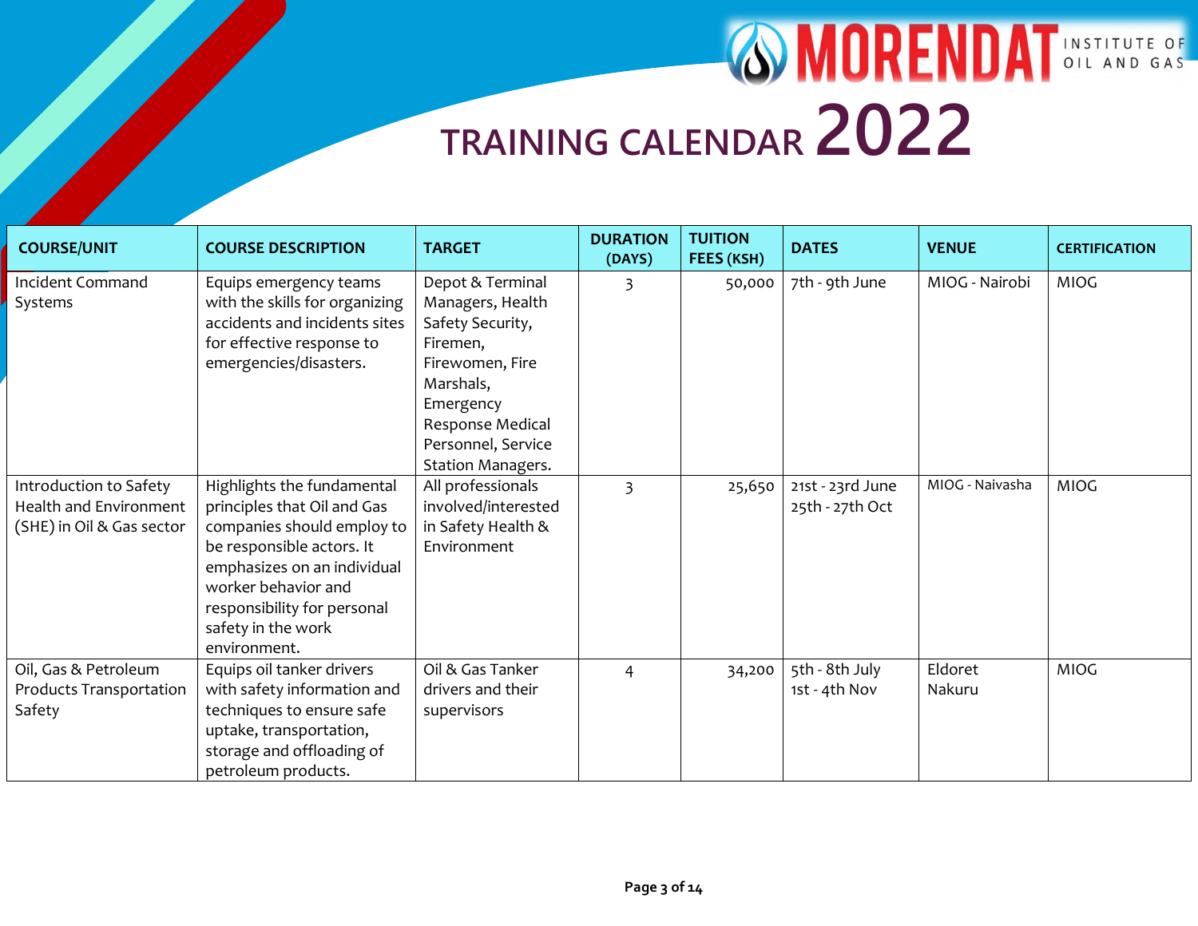# MORENDAT INSTITUTE OF OIL AND GAS

## TRAINING CALENDAR 2022

| COURSE/UNIT | COURSE DESCRIPTION | TARGET | DURATION (DAYS) | TUITION FEES (KSH) | DATES | VENUE | CERTIFICATION |
|---|---|---|---|---|---|---|---|
| Incident Command Systems | Equips emergency teams with the skills for organizing accidents and incidents sites for effective response to emergencies/disasters. | Depot & Terminal Managers, Health Safety Security, Firemen, Firewomen, Fire Marshals, Emergency Response Medical Personnel, Service Station Managers. | 3 | 50,000 | 7th - 9th June | MIOG - Nairobi | MIOG |
| Introduction to Safety Health and Environment (SHE) in Oil & Gas sector | Highlights the fundamental principles that Oil and Gas companies should employ to be responsible actors. It emphasizes on an individual worker behavior and responsibility for personal safety in the work environment. | All professionals involved/interested in Safety Health & Environment | 3 | 25,650 | 21st - 23rd June<br>25th - 27th Oct | MIOG - Naivasha | MIOG |
| Oil, Gas & Petroleum Products Transportation Safety | Equips oil tanker drivers with safety information and techniques to ensure safe uptake, transportation, storage and offloading of petroleum products. | Oil & Gas Tanker drivers and their supervisors | 4 | 34,200 | 5th - 8th July<br>1st - 4th Nov | Eldoret<br>Nakuru | MIOG |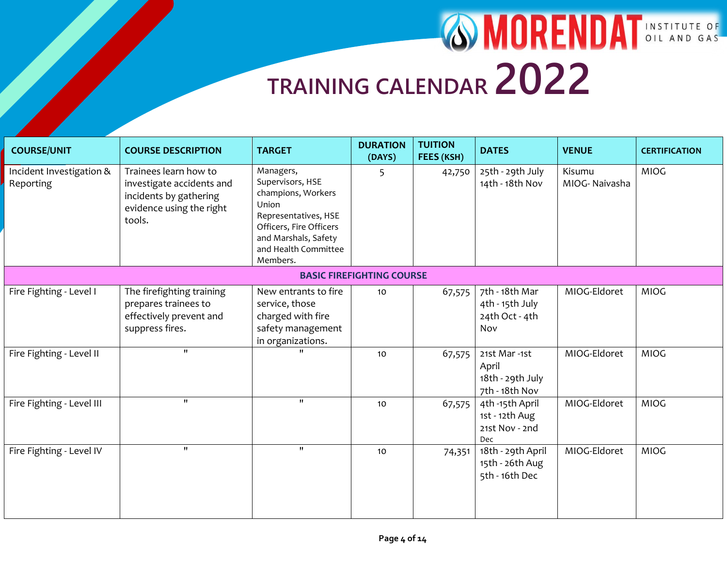# MORENDAT INSTITUTE OF OIL AND GAS

## TRAINING CALENDAR 2022

| COURSE/UNIT | COURSE DESCRIPTION | TARGET | DURATION (DAYS) | TUITION FEES (KSH) | DATES | VENUE | CERTIFICATION |
|---|---|---|---|---|---|---|---|
| Incident Investigation & Reporting | Trainees learn how to investigate accidents and incidents by gathering evidence using the right tools. | Managers, Supervisors, HSE champions, Workers Union Representatives, HSE Officers, Fire Officers and Marshals, Safety and Health Committee Members. | 5 | 42,750 | 25th - 29th July<br>14th - 18th Nov | Kisumu<br>MIOG- Naivasha | MIOG |
| **BASIC FIREFIGHTING COURSE** | | | | | | | |
| Fire Fighting - Level I | The firefighting training prepares trainees to effectively prevent and suppress fires. | New entrants to fire service, those charged with fire safety management in organizations. | 10 | 67,575 | 7th - 18th Mar<br>4th - 15th July<br>24th Oct - 4th Nov | MIOG-Eldoret | MIOG |
| Fire Fighting - Level II | " | " | 10 | 67,575 | 21st Mar -1st April<br>18th - 29th July<br>7th - 18th Nov | MIOG-Eldoret | MIOG |
| Fire Fighting - Level III | " | " | 10 | 67,575 | 4th -15th April<br>1st - 12th Aug<br>21st Nov - 2nd Dec | MIOG-Eldoret | MIOG |
| Fire Fighting - Level IV | " | " | 10 | 74,351 | 18th - 29th April<br>15th - 26th Aug<br>5th - 16th Dec | MIOG-Eldoret | MIOG |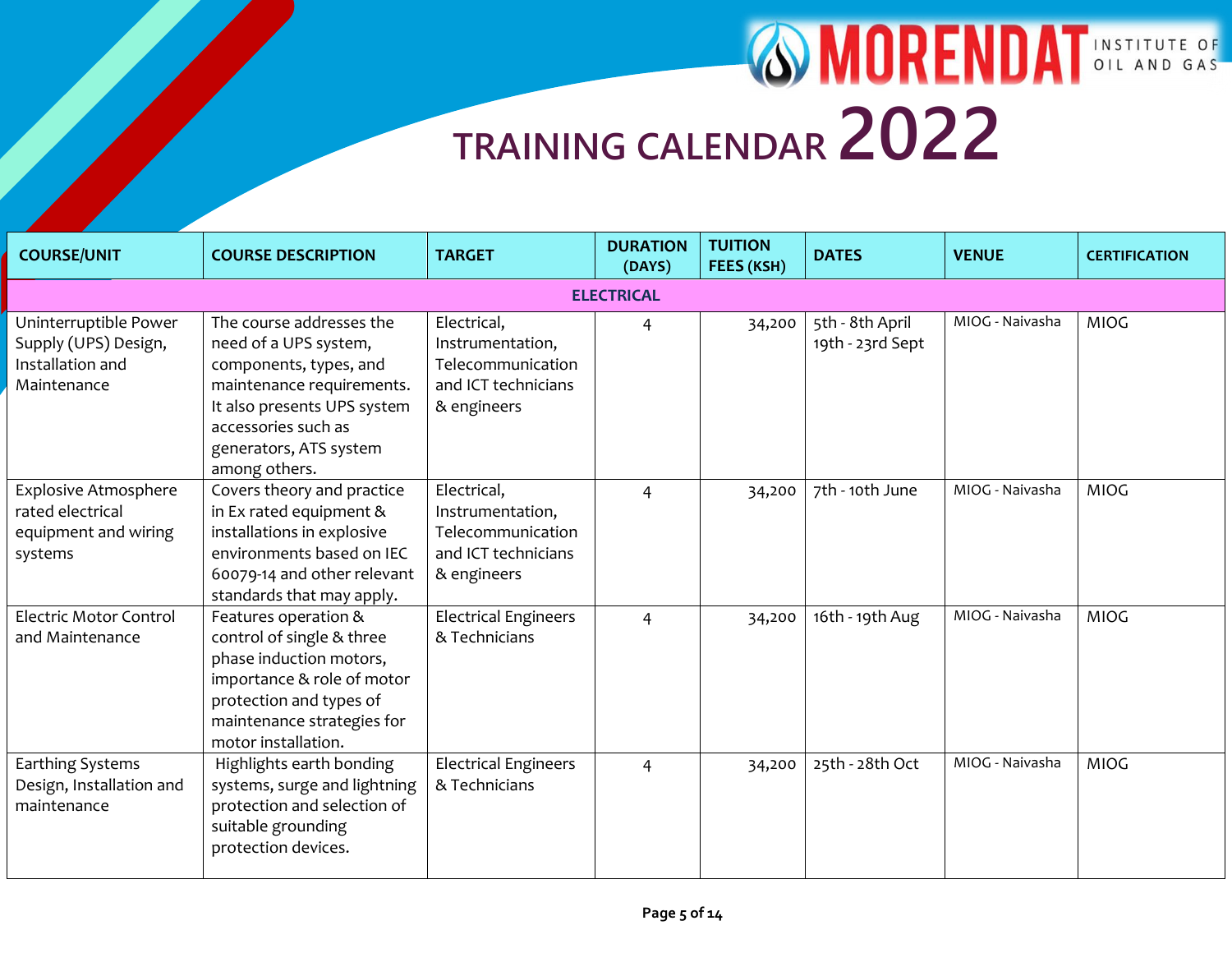# MORENDAT INSTITUTE OF OIL AND GAS

## TRAINING CALENDAR 2022

| COURSE/UNIT | COURSE DESCRIPTION | TARGET | DURATION (DAYS) | TUITION FEES (KSH) | DATES | VENUE | CERTIFICATION |
|---|---|---|---|---|---|---|---|
| **ELECTRICAL** | | | | | | | |
| Uninterruptible Power Supply (UPS) Design, Installation and Maintenance | The course addresses the need of a UPS system, components, types, and maintenance requirements. It also presents UPS system accessories such as generators, ATS system among others. | Electrical, Instrumentation, Telecommunication and ICT technicians & engineers | 4 | 34,200 | 5th - 8th April<br>19th - 23rd Sept | MIOG - Naivasha | MIOG |
| Explosive Atmosphere rated electrical equipment and wiring systems | Covers theory and practice in Ex rated equipment & installations in explosive environments based on IEC 60079-14 and other relevant standards that may apply. | Electrical, Instrumentation, Telecommunication and ICT technicians & engineers | 4 | 34,200 | 7th - 10th June | MIOG - Naivasha | MIOG |
| Electric Motor Control and Maintenance | Features operation & control of single & three phase induction motors, importance & role of motor protection and types of maintenance strategies for motor installation. | Electrical Engineers & Technicians | 4 | 34,200 | 16th - 19th Aug | MIOG - Naivasha | MIOG |
| Earthing Systems Design, Installation and maintenance | Highlights earth bonding systems, surge and lightning protection and selection of suitable grounding protection devices. | Electrical Engineers & Technicians | 4 | 34,200 | 25th - 28th Oct | MIOG - Naivasha | MIOG |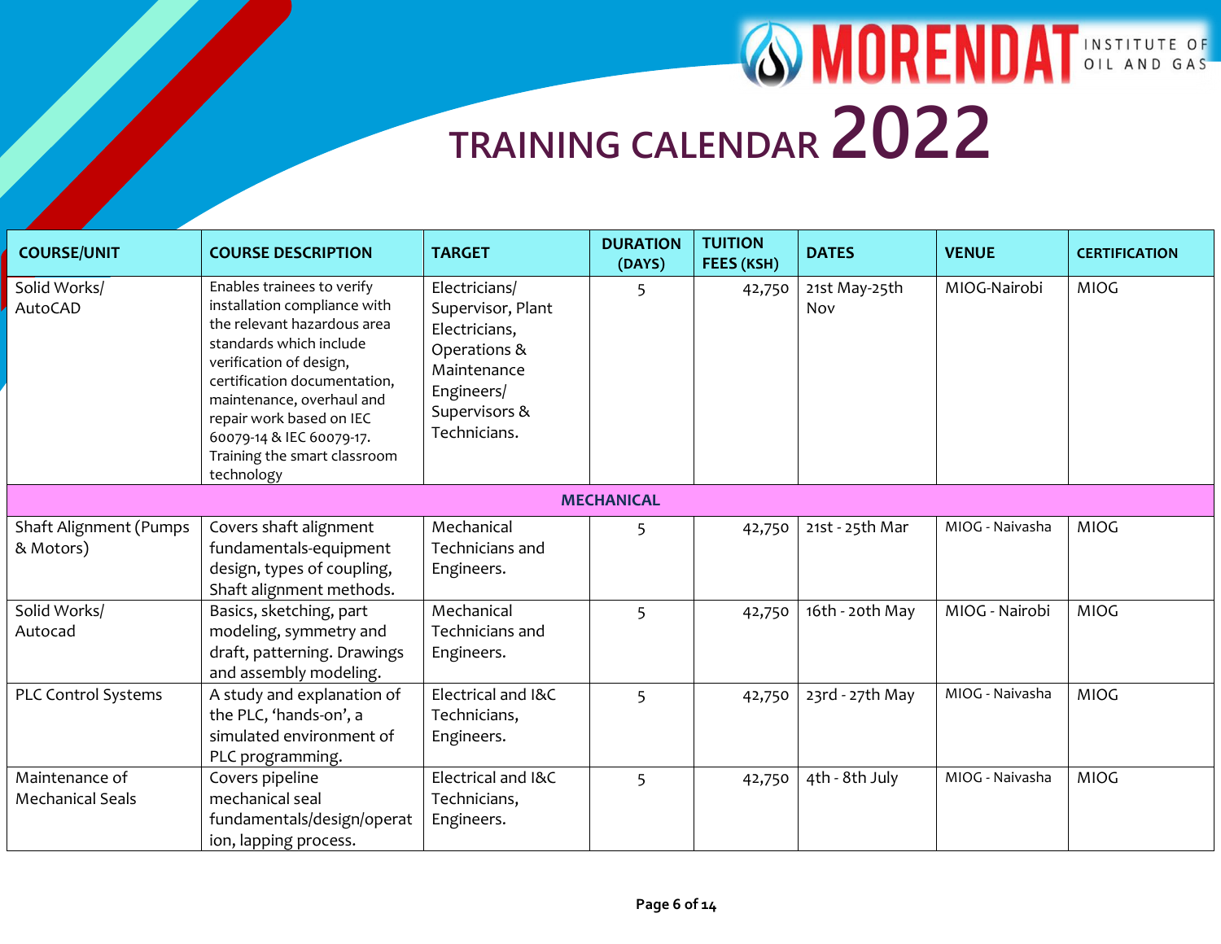# TRAINING CALENDAR 2022

| COURSE/UNIT | COURSE DESCRIPTION | TARGET | DURATION (DAYS) | TUITION FEES (KSH) | DATES | VENUE | CERTIFICATION |
|---|---|---|---|---|---|---|---|
| Solid Works/ AutoCAD | Enables trainees to verify installation compliance with the relevant hazardous area standards which include verification of design, certification documentation, maintenance, overhaul and repair work based on IEC 60079-14 & IEC 60079-17. Training the smart classroom technology | Electricians/ Supervisor, Plant Electricians, Operations & Maintenance Engineers/ Supervisors & Technicians. | 5 | 42,750 | 21st May-25th Nov | MIOG-Nairobi | MIOG |
| **MECHANICAL** | | | | | | | |
| Shaft Alignment (Pumps & Motors) | Covers shaft alignment fundamentals-equipment design, types of coupling, Shaft alignment methods. | Mechanical Technicians and Engineers. | 5 | 42,750 | 21st - 25th Mar | MIOG - Naivasha | MIOG |
| Solid Works/ Autocad | Basics, sketching, part modeling, symmetry and draft, patterning. Drawings and assembly modeling. | Mechanical Technicians and Engineers. | 5 | 42,750 | 16th - 20th May | MIOG - Nairobi | MIOG |
| PLC Control Systems | A study and explanation of the PLC, 'hands-on', a simulated environment of PLC programming. | Electrical and I&C Technicians, Engineers. | 5 | 42,750 | 23rd - 27th May | MIOG - Naivasha | MIOG |
| Maintenance of Mechanical Seals | Covers pipeline mechanical seal fundamentals/design/operation, lapping process. | Electrical and I&C Technicians, Engineers. | 5 | 42,750 | 4th - 8th July | MIOG - Naivasha | MIOG |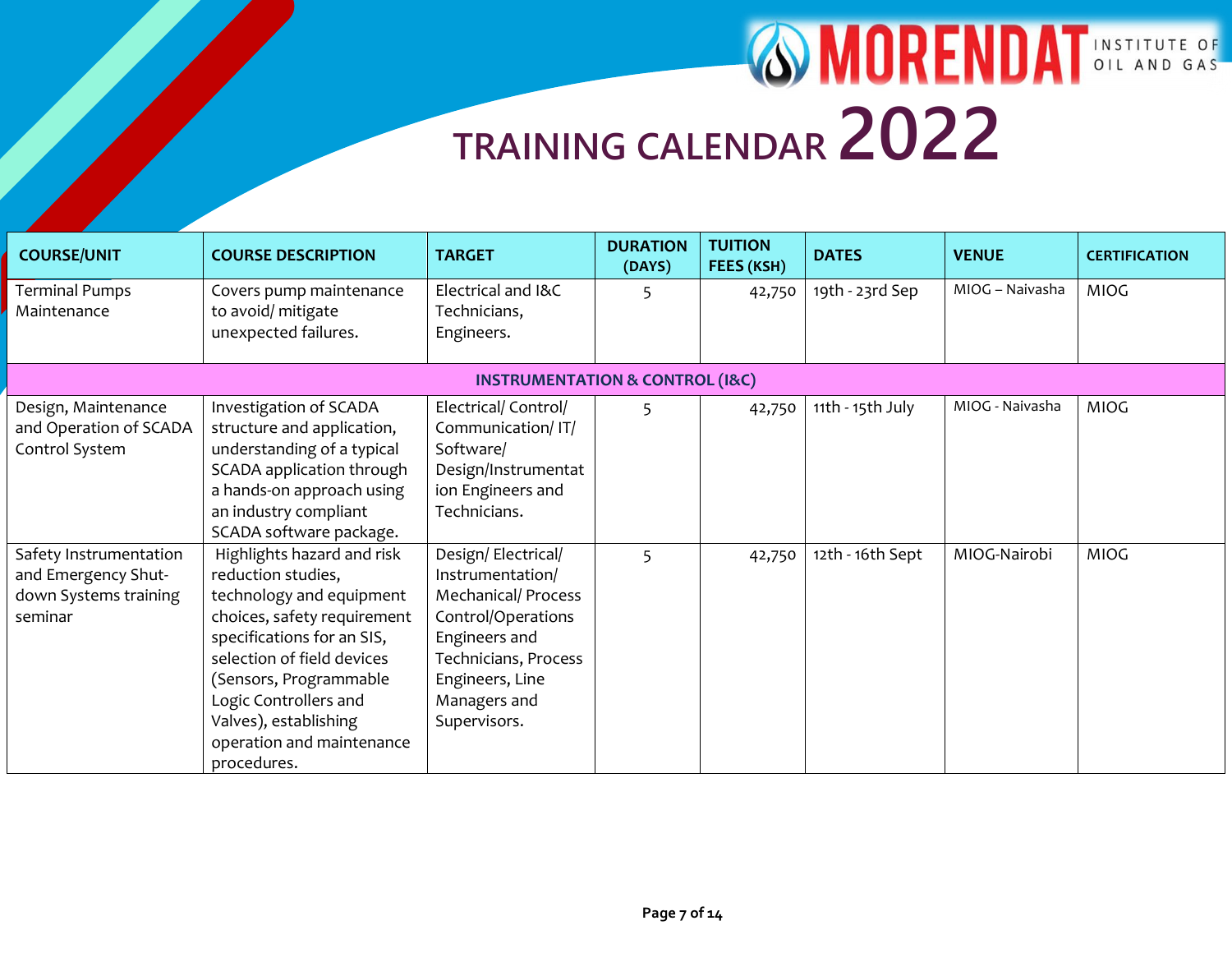# TRAINING CALENDAR 2022

| COURSE/UNIT | COURSE DESCRIPTION | TARGET | DURATION (DAYS) | TUITION FEES (KSH) | DATES | VENUE | CERTIFICATION |
|---|---|---|---|---|---|---|---|
| Terminal Pumps Maintenance | Covers pump maintenance to avoid/ mitigate unexpected failures. | Electrical and I&C Technicians, Engineers. | 5 | 42,750 | 19th - 23rd Sep | MIOG – Naivasha | MIOG |
| **INSTRUMENTATION & CONTROL (I&C)** | | | | | | | |
| Design, Maintenance and Operation of SCADA Control System | Investigation of SCADA structure and application, understanding of a typical SCADA application through a hands-on approach using an industry compliant SCADA software package. | Electrical/ Control/ Communication/ IT/ Software/ Design/Instrumentation Engineers and Technicians. | 5 | 42,750 | 11th - 15th July | MIOG - Naivasha | MIOG |
| Safety Instrumentation and Emergency Shut-down Systems training seminar | Highlights hazard and risk reduction studies, technology and equipment choices, safety requirement specifications for an SIS, selection of field devices (Sensors, Programmable Logic Controllers and Valves), establishing operation and maintenance procedures. | Design/ Electrical/ Instrumentation/ Mechanical/ Process Control/Operations Engineers and Technicians, Process Engineers, Line Managers and Supervisors. | 5 | 42,750 | 12th - 16th Sept | MIOG-Nairobi | MIOG |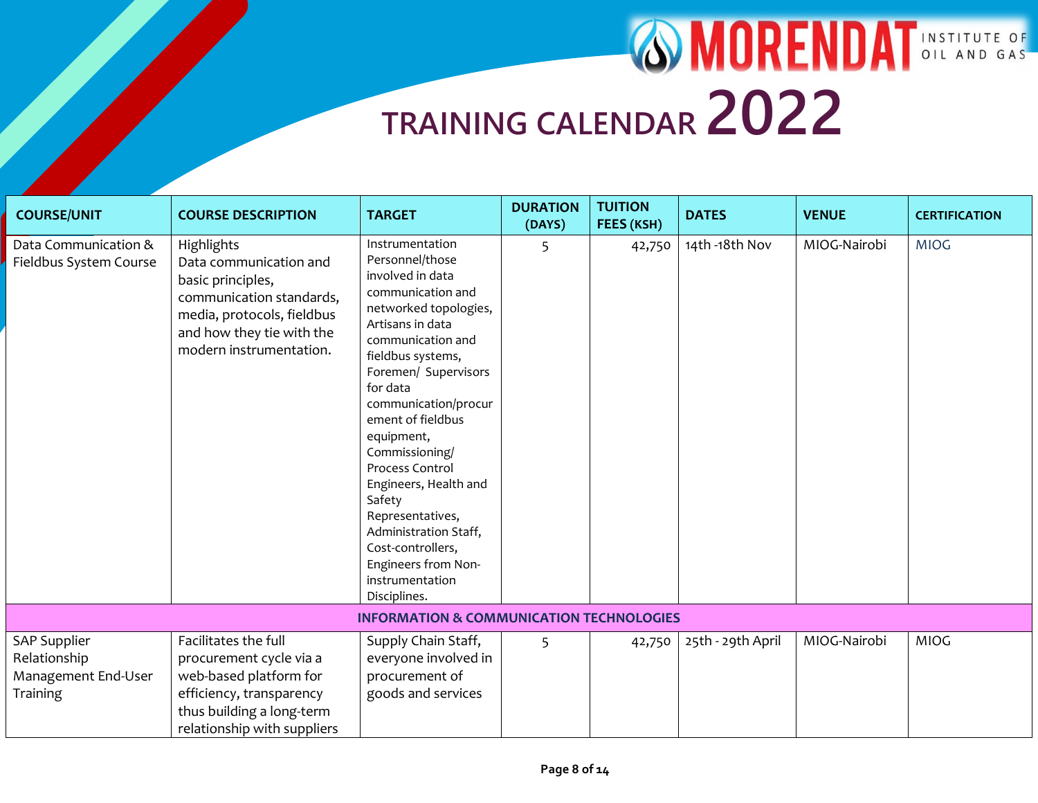# MORENDAT INSTITUTE OF OIL AND GAS

## TRAINING CALENDAR 2022

| COURSE/UNIT | COURSE DESCRIPTION | TARGET | DURATION (DAYS) | TUITION FEES (KSH) | DATES | VENUE | CERTIFICATION |
|---|---|---|---|---|---|---|---|
| Data Communication & Fieldbus System Course | Highlights Data communication and basic principles, communication standards, media, protocols, fieldbus and how they tie with the modern instrumentation. | Instrumentation Personnel/those involved in data communication and networked topologies, Artisans in data communication and fieldbus systems, Foremen/ Supervisors for data communication/procurement of fieldbus equipment, Commissioning/ Process Control Engineers, Health and Safety Representatives, Administration Staff, Cost-controllers, Engineers from Non-instrumentation Disciplines. | 5 | 42,750 | 14th -18th Nov | MIOG-Nairobi | MIOG |
| **INFORMATION & COMMUNICATION TECHNOLOGIES** | | | | | | | |
| SAP Supplier Relationship Management End-User Training | Facilitates the full procurement cycle via a web-based platform for efficiency, transparency thus building a long-term relationship with suppliers | Supply Chain Staff, everyone involved in procurement of goods and services | 5 | 42,750 | 25th - 29th April | MIOG-Nairobi | MIOG |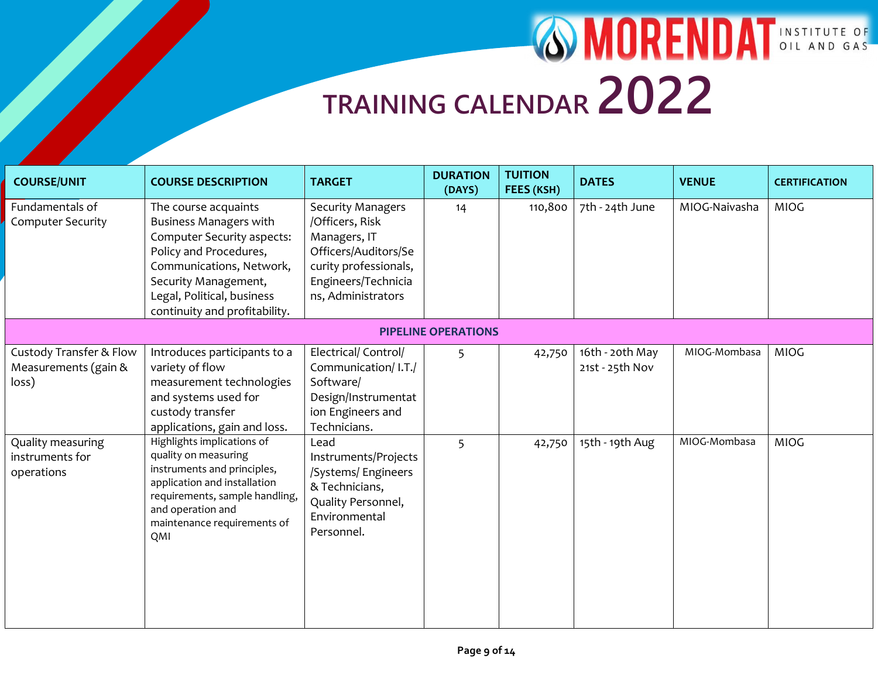# MORENDAT INSTITUTE OF OIL AND GAS

## TRAINING CALENDAR 2022

| COURSE/UNIT | COURSE DESCRIPTION | TARGET | DURATION (DAYS) | TUITION FEES (KSH) | DATES | VENUE | CERTIFICATION |
|---|---|---|---|---|---|---|---|
| Fundamentals of Computer Security | The course acquaints Business Managers with Computer Security aspects: Policy and Procedures, Communications, Network, Security Management, Legal, Political, business continuity and profitability. | Security Managers /Officers, Risk Managers, IT Officers/Auditors/Security professionals, Engineers/Technicians, Administrators | 14 | 110,800 | 7th - 24th June | MIOG-Naivasha | MIOG |
| **PIPELINE OPERATIONS** | | | | | | | |
| Custody Transfer & Flow Measurements (gain & loss) | Introduces participants to a variety of flow measurement technologies and systems used for custody transfer applications, gain and loss. | Electrical/ Control/ Communication/ I.T./ Software/ Design/Instrumentation Engineers and Technicians. | 5 | 42,750 | 16th - 20th May<br>21st - 25th Nov | MIOG-Mombasa | MIOG |
| Quality measuring instruments for operations | Highlights implications of quality on measuring instruments and principles, application and installation requirements, sample handling, and operation and maintenance requirements of QMI | Lead Instruments/Projects /Systems/ Engineers & Technicians, Quality Personnel, Environmental Personnel. | 5 | 42,750 | 15th - 19th Aug | MIOG-Mombasa | MIOG |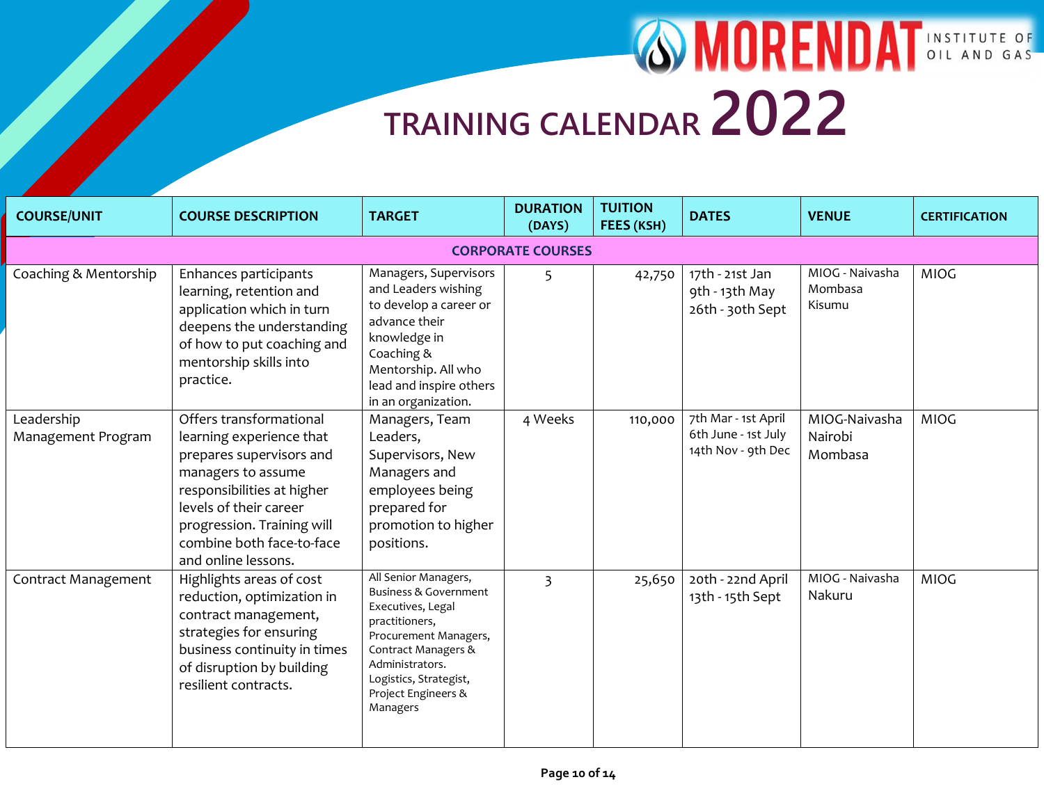# MORENDAT INSTITUTE OF OIL AND GAS

## TRAINING CALENDAR 2022

| COURSE/UNIT | COURSE DESCRIPTION | TARGET | DURATION (DAYS) | TUITION FEES (KSH) | DATES | VENUE | CERTIFICATION |
|---|---|---|---|---|---|---|---|
| **CORPORATE COURSES** | | | | | | | |
| Coaching & Mentorship | Enhances participants learning, retention and application which in turn deepens the understanding of how to put coaching and mentorship skills into practice. | Managers, Supervisors and Leaders wishing to develop a career or advance their knowledge in Coaching & Mentorship. All who lead and inspire others in an organization. | 5 | 42,750 | 17th - 21st Jan<br>9th - 13th May<br>26th - 30th Sept | MIOG - Naivasha<br>Mombasa<br>Kisumu | MIOG |
| Leadership Management Program | Offers transformational learning experience that prepares supervisors and managers to assume responsibilities at higher levels of their career progression. Training will combine both face-to-face and online lessons. | Managers, Team Leaders, Supervisors, New Managers and employees being prepared for promotion to higher positions. | 4 Weeks | 110,000 | 7th Mar - 1st April<br>6th June - 1st July<br>14th Nov - 9th Dec | MIOG-Naivasha<br>Nairobi<br>Mombasa | MIOG |
| Contract Management | Highlights areas of cost reduction, optimization in contract management, strategies for ensuring business continuity in times of disruption by building resilient contracts. | All Senior Managers, Business & Government Executives, Legal practitioners, Procurement Managers, Contract Managers & Administrators. Logistics, Strategist, Project Engineers & Managers | 3 | 25,650 | 20th - 22nd April<br>13th - 15th Sept | MIOG - Naivasha<br>Nakuru | MIOG |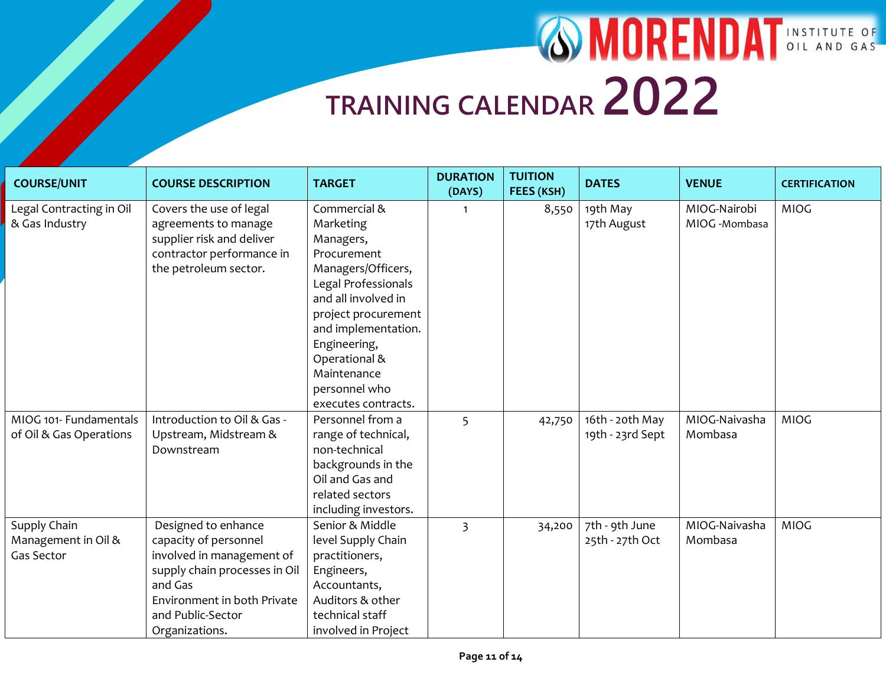MORENDAT INSTITUTE OF OIL AND GAS

# TRAINING CALENDAR 2022

| COURSE/UNIT | COURSE DESCRIPTION | TARGET | DURATION (DAYS) | TUITION FEES (KSH) | DATES | VENUE | CERTIFICATION |
|---|---|---|---|---|---|---|---|
| Legal Contracting in Oil & Gas Industry | Covers the use of legal agreements to manage supplier risk and deliver contractor performance in the petroleum sector. | Commercial & Marketing Managers, Procurement Managers/Officers, Legal Professionals and all involved in project procurement and implementation. Engineering, Operational & Maintenance personnel who executes contracts. | 1 | 8,550 | 19th May<br>17th August | MIOG-Nairobi<br>MIOG -Mombasa | MIOG |
| MIOG 101- Fundamentals of Oil & Gas Operations | Introduction to Oil & Gas - Upstream, Midstream & Downstream | Personnel from a range of technical, non-technical backgrounds in the Oil and Gas and related sectors including investors. | 5 | 42,750 | 16th - 20th May<br>19th - 23rd Sept | MIOG-Naivasha<br>Mombasa | MIOG |
| Supply Chain Management in Oil & Gas Sector | Designed to enhance capacity of personnel involved in management of supply chain processes in Oil and Gas Environment in both Private and Public-Sector Organizations. | Senior & Middle level Supply Chain practitioners, Engineers, Accountants, Auditors & other technical staff involved in Project | 3 | 34,200 | 7th - 9th June<br>25th - 27th Oct | MIOG-Naivasha<br>Mombasa | MIOG |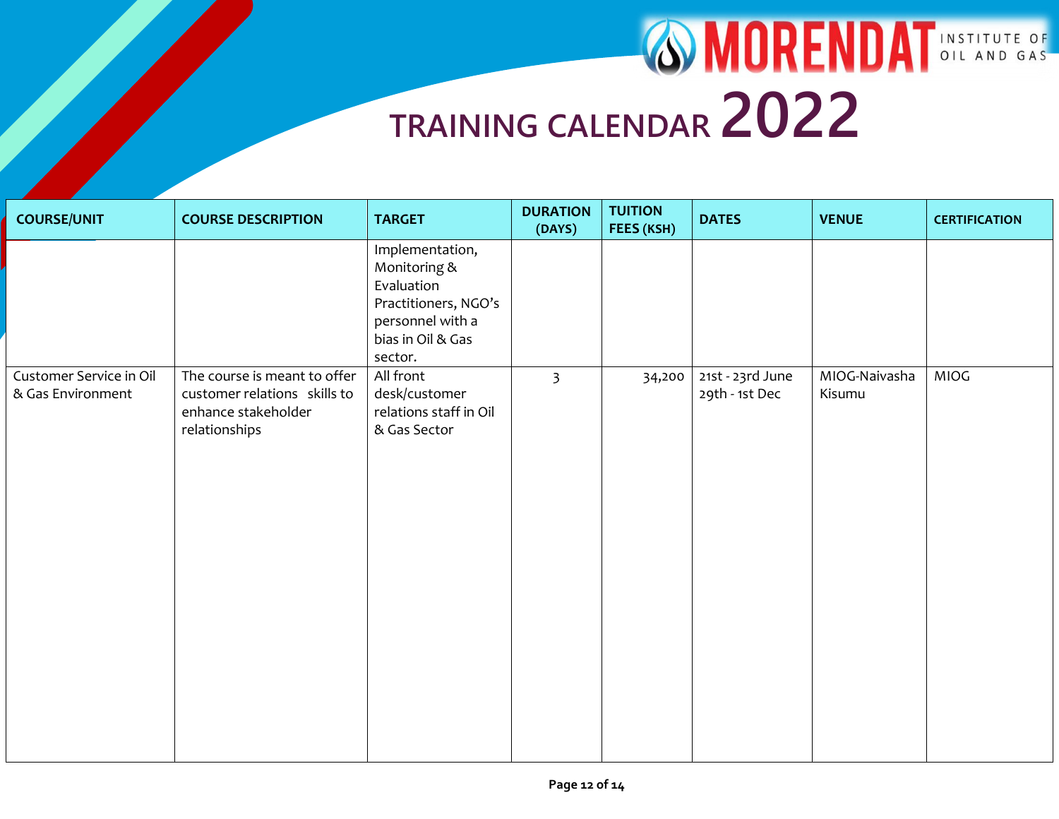# TRAINING CALENDAR 2022

| COURSE/UNIT | COURSE DESCRIPTION | TARGET | DURATION (DAYS) | TUITION FEES (KSH) | DATES | VENUE | CERTIFICATION |
|---|---|---|---|---|---|---|---|
| | | Implementation, Monitoring & Evaluation Practitioners, NGO's personnel with a bias in Oil & Gas sector. | | | | | |
| Customer Service in Oil & Gas Environment | The course is meant to offer customer relations skills to enhance stakeholder relationships | All front desk/customer relations staff in Oil & Gas Sector | 3 | 34,200 | 21st - 23rd June<br>29th - 1st Dec | MIOG-Naivasha<br>Kisumu | MIOG |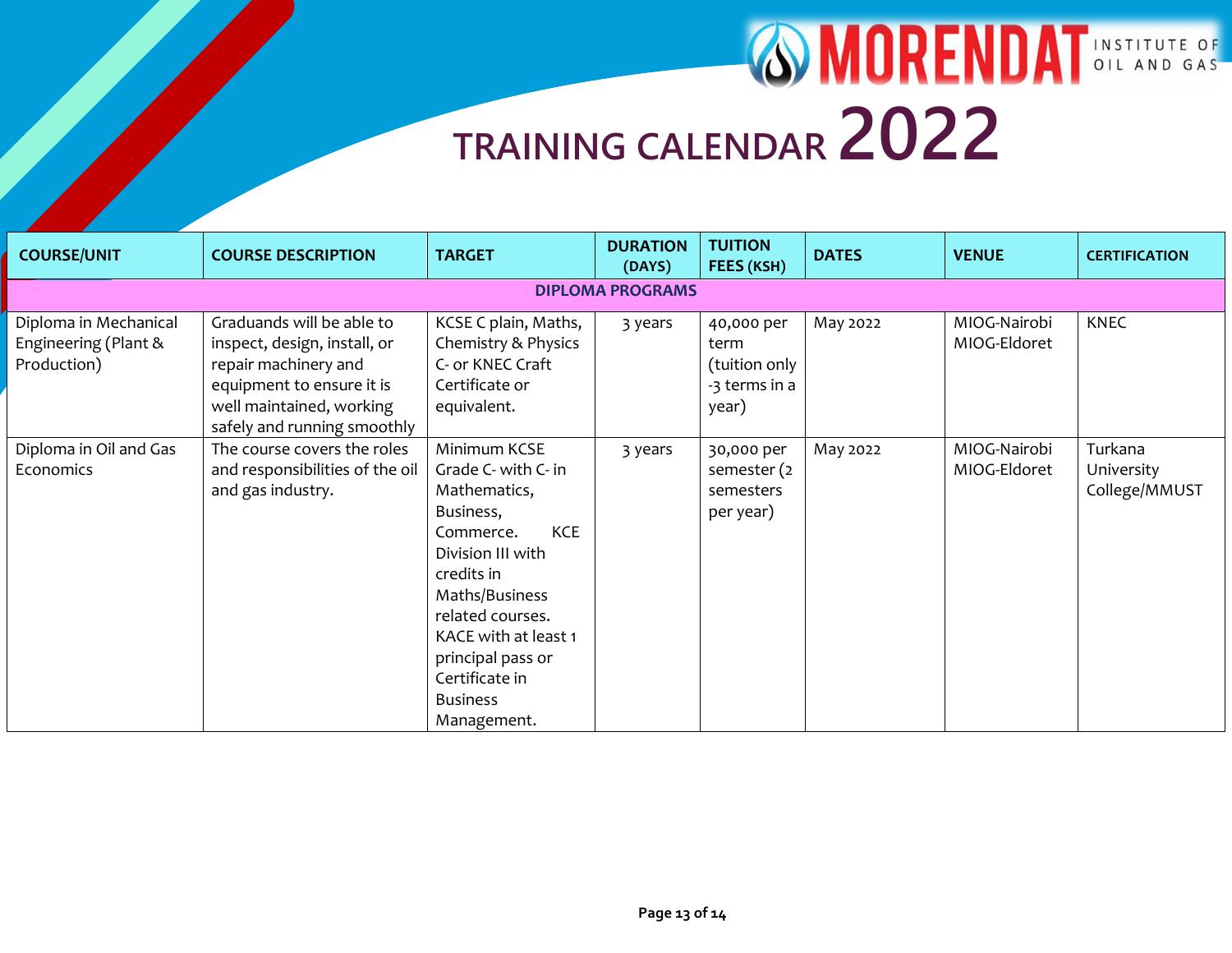# MORENDAT INSTITUTE OF OIL AND GAS

## TRAINING CALENDAR 2022

| COURSE/UNIT | COURSE DESCRIPTION | TARGET | DURATION (DAYS) | TUITION FEES (KSH) | DATES | VENUE | CERTIFICATION |
|---|---|---|---|---|---|---|---|
| **DIPLOMA PROGRAMS** | | | | | | | |
| Diploma in Mechanical Engineering (Plant & Production) | Graduands will be able to inspect, design, install, or repair machinery and equipment to ensure it is well maintained, working safely and running smoothly | KCSE C plain, Maths, Chemistry & Physics C- or KNEC Craft Certificate or equivalent. | 3 years | 40,000 per term (tuition only -3 terms in a year) | May 2022 | MIOG-Nairobi MIOG-Eldoret | KNEC |
| Diploma in Oil and Gas Economics | The course covers the roles and responsibilities of the oil and gas industry. | Minimum KCSE Grade C- with C- in Mathematics, Business, Commerce. KCE Division III with credits in Maths/Business related courses. KACE with at least 1 principal pass or Certificate in Business Management. | 3 years | 30,000 per semester (2 semesters per year) | May 2022 | MIOG-Nairobi MIOG-Eldoret | Turkana University College/MMUST |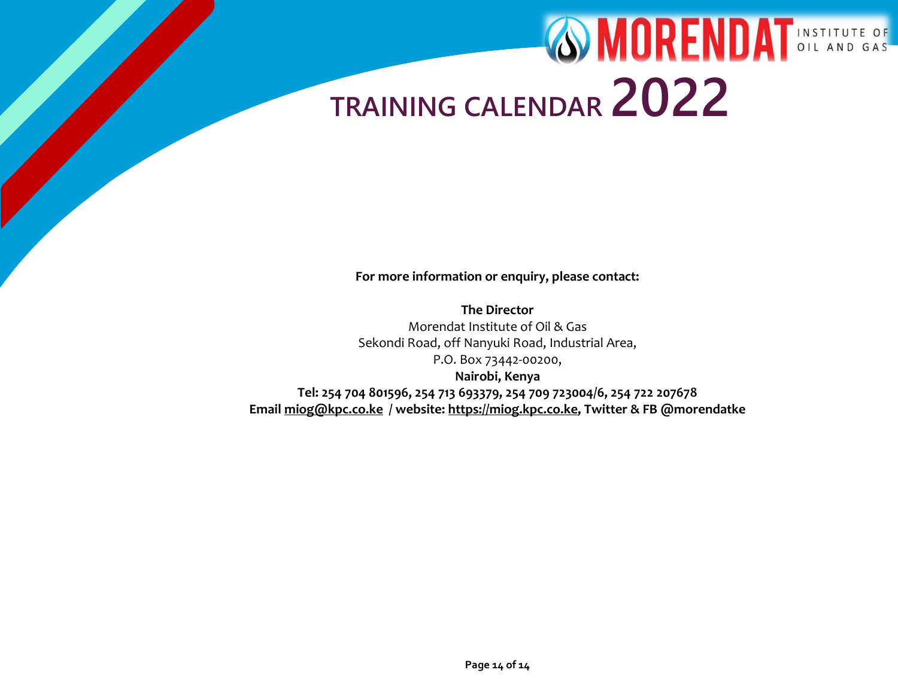MORENDAT INSTITUTE OF OIL AND GAS

# TRAINING CALENDAR 2022

**For more information or enquiry, please contact:**

**The Director**
Morendat Institute of Oil & Gas
Sekondi Road, off Nanyuki Road, Industrial Area,
P.O. Box 73442-00200,
**Nairobi, Kenya**
**Tel: 254 704 801596, 254 713 693379, 254 709 723004/6, 254 722 207678**
**Email miog@kpc.co.ke / website: https://miog.kpc.co.ke, Twitter & FB @morendatke**